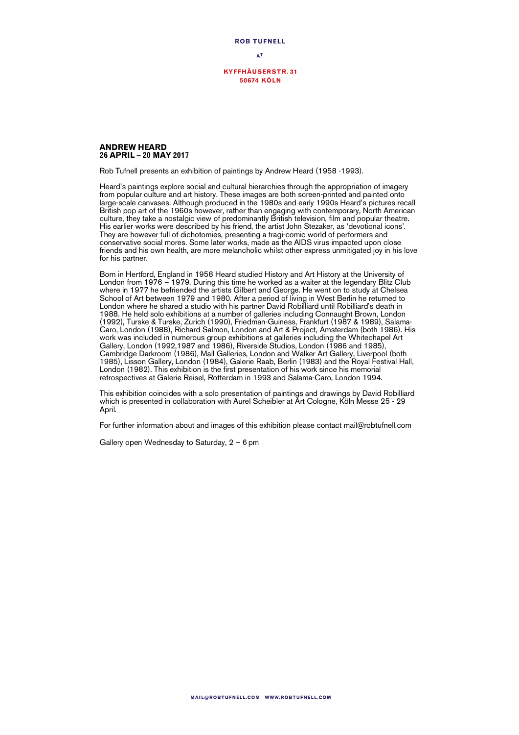**ROB TUFNELL**

AT

**KYFFHÄUSERSTR. 31**
**50674 KÖLN**

## ANDREW HEARD
## 26 APRIL – 20 MAY 2017

Rob Tufnell presents an exhibition of paintings by Andrew Heard (1958 -1993).

Heard's paintings explore social and cultural hierarchies through the appropriation of imagery from popular culture and art history. These images are both screen-printed and painted onto large-scale canvases. Although produced in the 1980s and early 1990s Heard's pictures recall British pop art of the 1960s however, rather than engaging with contemporary, North American culture, they take a nostalgic view of predominantly British television, film and popular theatre. His earlier works were described by his friend, the artist John Stezaker, as 'devotional icons'. They are however full of dichotomies, presenting a tragi-comic world of performers and conservative social mores. Some later works, made as the AIDS virus impacted upon close friends and his own health, are more melancholic whilst other express unmitigated joy in his love for his partner.

Born in Hertford, England in 1958 Heard studied History and Art History at the University of London from 1976 – 1979. During this time he worked as a waiter at the legendary Blitz Club where in 1977 he befriended the artists Gilbert and George. He went on to study at Chelsea School of Art between 1979 and 1980. After a period of living in West Berlin he returned to London where he shared a studio with his partner David Robilliard until Robilliard's death in 1988. He held solo exhibitions at a number of galleries including Connaught Brown, London (1992), Turske & Turske, Zurich (1990), Friedman-Guiness, Frankfurt (1987 & 1989), Salama-Caro, London (1988), Richard Salmon, London and Art & Project, Amsterdam (both 1986). His work was included in numerous group exhibitions at galleries including the Whitechapel Art Gallery, London (1992,1987 and 1986), Riverside Studios, London (1986 and 1985), Cambridge Darkroom (1986), Mall Galleries, London and Walker Art Gallery, Liverpool (both 1985), Lisson Gallery, London (1984), Galerie Raab, Berlin (1983) and the Royal Festival Hall, London (1982). This exhibition is the first presentation of his work since his memorial retrospectives at Galerie Reisel, Rotterdam in 1993 and Salama-Caro, London 1994.

This exhibition coincides with a solo presentation of paintings and drawings by David Robilliard which is presented in collaboration with Aurel Scheibler at Art Cologne, Köln Messe 25 - 29 April.

For further information about and images of this exhibition please contact mail@robtufnell.com

Gallery open Wednesday to Saturday, 2 – 6 pm

MAIL@ROBTUFNELL.COM WWW.ROBTUFNELL.COM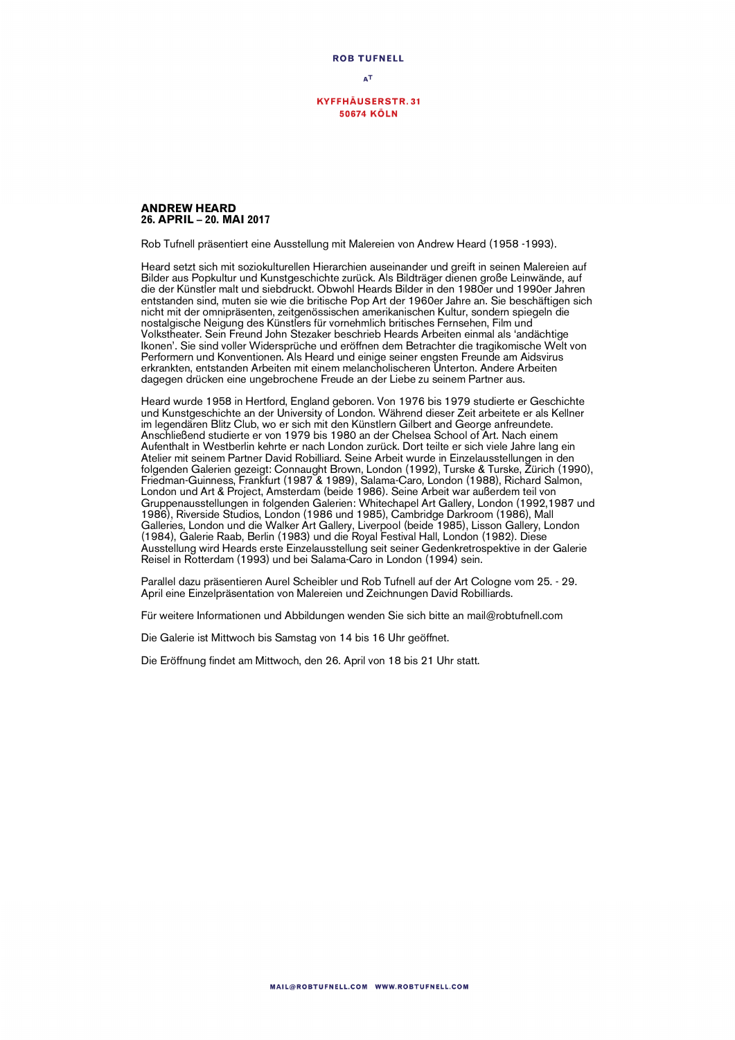ROB TUFNELL

AT

KYFFHÄUSERSTR. 31
50674 KÖLN

**ANDREW HEARD**
**26. APRIL – 20. MAI 2017**

Rob Tufnell präsentiert eine Ausstellung mit Malereien von Andrew Heard (1958 -1993).

Heard setzt sich mit soziokulturellen Hierarchien auseinander und greift in seinen Malereien auf Bilder aus Popkultur und Kunstgeschichte zurück. Als Bildträger dienen große Leinwände, auf die der Künstler malt und siebdruckt. Obwohl Heards Bilder in den 1980er und 1990er Jahren entstanden sind, muten sie wie die britische Pop Art der 1960er Jahre an. Sie beschäftigen sich nicht mit der omnipräsenten, zeitgenössischen amerikanischen Kultur, sondern spiegeln die nostalgische Neigung des Künstlers für vornehmlich britisches Fernsehen, Film und Volkstheater. Sein Freund John Stezaker beschrieb Heards Arbeiten einmal als 'andächtige Ikonen'. Sie sind voller Widersprüche und eröffnen dem Betrachter die tragikomische Welt von Performern und Konventionen. Als Heard und einige seiner engsten Freunde am Aidsvirus erkrankten, entstanden Arbeiten mit einem melancholischeren Unterton. Andere Arbeiten dagegen drücken eine ungebrochene Freude an der Liebe zu seinem Partner aus.

Heard wurde 1958 in Hertford, England geboren. Von 1976 bis 1979 studierte er Geschichte und Kunstgeschichte an der University of London. Während dieser Zeit arbeitete er als Kellner im legendären Blitz Club, wo er sich mit den Künstlern Gilbert and George anfreundete. Anschließend studierte er von 1979 bis 1980 an der Chelsea School of Art. Nach einem Aufenthalt in Westberlin kehrte er nach London zurück. Dort teilte er sich viele Jahre lang ein Atelier mit seinem Partner David Robilliard. Seine Arbeit wurde in Einzelausstellungen in den folgenden Galerien gezeigt: Connaught Brown, London (1992), Turske & Turske, Zürich (1990), Friedman-Guinness, Frankfurt (1987 & 1989), Salama-Caro, London (1988), Richard Salmon, London und Art & Project, Amsterdam (beide 1986). Seine Arbeit war außerdem teil von Gruppenausstellungen in folgenden Galerien: Whitechapel Art Gallery, London (1992,1987 und 1986), Riverside Studios, London (1986 und 1985), Cambridge Darkroom (1986), Mall Galleries, London und die Walker Art Gallery, Liverpool (beide 1985), Lisson Gallery, London (1984), Galerie Raab, Berlin (1983) und die Royal Festival Hall, London (1982). Diese Ausstellung wird Heards erste Einzelausstellung seit seiner Gedenkretrospektive in der Galerie Reisel in Rotterdam (1993) und bei Salama-Caro in London (1994) sein.

Parallel dazu präsentieren Aurel Scheibler und Rob Tufnell auf der Art Cologne vom 25. - 29. April eine Einzelpräsentation von Malereien und Zeichnungen David Robilliards.

Für weitere Informationen und Abbildungen wenden Sie sich bitte an mail@robtufnell.com

Die Galerie ist Mittwoch bis Samstag von 14 bis 16 Uhr geöffnet.

Die Eröffnung findet am Mittwoch, den 26. April von 18 bis 21 Uhr statt.

MAIL@ROBTUFNELL.COM   WWW.ROBTUFNELL.COM